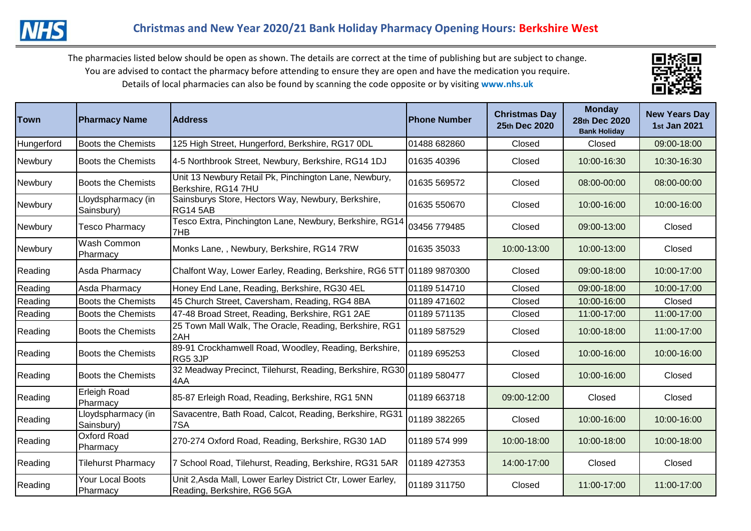# Christmas and New Year 2020/21 Bank Holiday Pharmacy Opening Hours: Berkshire West

The pharmacies listed below should be open as shown. The details are correct at the time of publishing but are subject to change.
You are advised to contact the pharmacy before attending to ensure they are open and have the medication you require.
Details of local pharmacies can also be found by scanning the code opposite or by visiting **www.nhs.uk**

| Town | Pharmacy Name | Address | Phone Number | Christmas Day 25th Dec 2020 | Monday 28th Dec 2020 Bank Holiday | New Years Day 1st Jan 2021 |
|---|---|---|---|---|---|---|
| Hungerford | Boots the Chemists | 125 High Street, Hungerford, Berkshire, RG17 0DL | 01488 682860 | Closed | Closed | 09:00-18:00 |
| Newbury | Boots the Chemists | 4-5 Northbrook Street, Newbury, Berkshire, RG14 1DJ | 01635 40396 | Closed | 10:00-16:30 | 10:30-16:30 |
| Newbury | Boots the Chemists | Unit 13 Newbury Retail Pk, Pinchington Lane, Newbury, Berkshire, RG14 7HU | 01635 569572 | Closed | 08:00-00:00 | 08:00-00:00 |
| Newbury | Lloydspharmacy (in Sainsbury) | Sainsburys Store, Hectors Way, Newbury, Berkshire, RG14 5AB | 01635 550670 | Closed | 10:00-16:00 | 10:00-16:00 |
| Newbury | Tesco Pharmacy | Tesco Extra, Pinchington Lane, Newbury, Berkshire, RG14 7HB | 03456 779485 | Closed | 09:00-13:00 | Closed |
| Newbury | Wash Common Pharmacy | Monks Lane, , Newbury, Berkshire, RG14 7RW | 01635 35033 | 10:00-13:00 | 10:00-13:00 | Closed |
| Reading | Asda Pharmacy | Chalfont Way, Lower Earley, Reading, Berkshire, RG6 5TT | 01189 9870300 | Closed | 09:00-18:00 | 10:00-17:00 |
| Reading | Asda Pharmacy | Honey End Lane, Reading, Berkshire, RG30 4EL | 01189 514710 | Closed | 09:00-18:00 | 10:00-17:00 |
| Reading | Boots the Chemists | 45 Church Street, Caversham, Reading, RG4 8BA | 01189 471602 | Closed | 10:00-16:00 | Closed |
| Reading | Boots the Chemists | 47-48 Broad Street, Reading, Berkshire, RG1 2AE | 01189 571135 | Closed | 11:00-17:00 | 11:00-17:00 |
| Reading | Boots the Chemists | 25 Town Mall Walk, The Oracle, Reading, Berkshire, RG1 2AH | 01189 587529 | Closed | 10:00-18:00 | 11:00-17:00 |
| Reading | Boots the Chemists | 89-91 Crockhamwell Road, Woodley, Reading, Berkshire, RG5 3JP | 01189 695253 | Closed | 10:00-16:00 | 10:00-16:00 |
| Reading | Boots the Chemists | 32 Meadway Precinct, Tilehurst, Reading, Berkshire, RG30 4AA | 01189 580477 | Closed | 10:00-16:00 | Closed |
| Reading | Erleigh Road Pharmacy | 85-87 Erleigh Road, Reading, Berkshire, RG1 5NN | 01189 663718 | 09:00-12:00 | Closed | Closed |
| Reading | Lloydspharmacy (in Sainsbury) | Savacentre, Bath Road, Calcot, Reading, Berkshire, RG31 7SA | 01189 382265 | Closed | 10:00-16:00 | 10:00-16:00 |
| Reading | Oxford Road Pharmacy | 270-274 Oxford Road, Reading, Berkshire, RG30 1AD | 01189 574 999 | 10:00-18:00 | 10:00-18:00 | 10:00-18:00 |
| Reading | Tilehurst Pharmacy | 7 School Road, Tilehurst, Reading, Berkshire, RG31 5AR | 01189 427353 | 14:00-17:00 | Closed | Closed |
| Reading | Your Local Boots Pharmacy | Unit 2,Asda Mall, Lower Earley District Ctr, Lower Earley, Reading, Berkshire, RG6 5GA | 01189 311750 | Closed | 11:00-17:00 | 11:00-17:00 |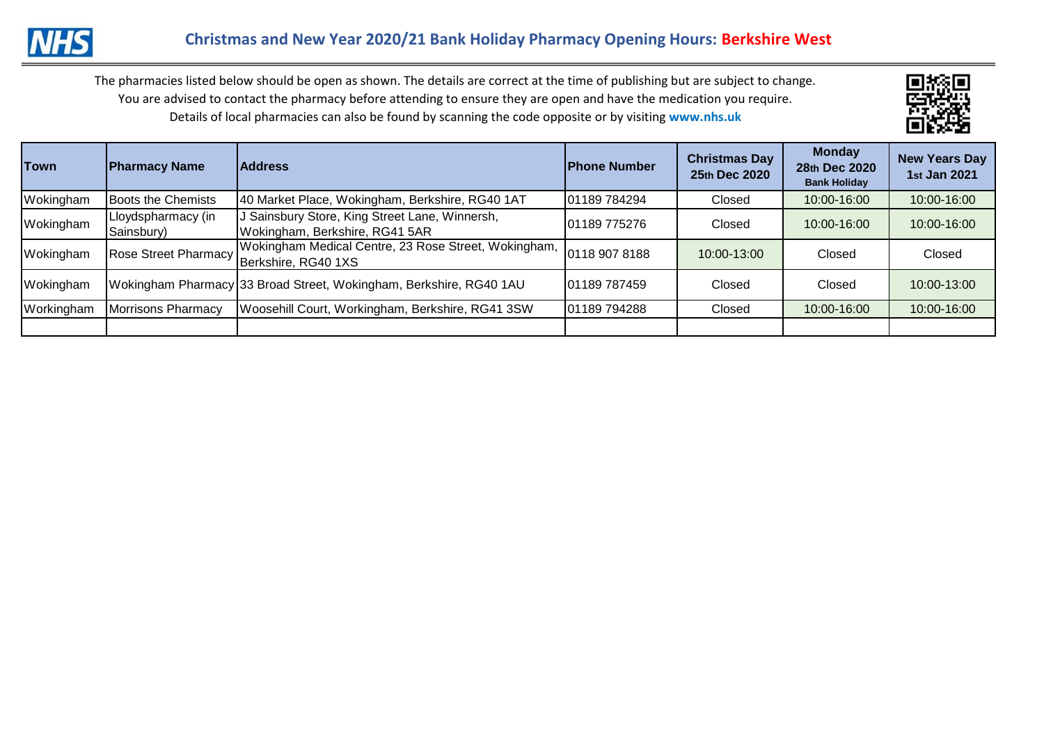# Christmas and New Year 2020/21 Bank Holiday Pharmacy Opening Hours: Berkshire West

The pharmacies listed below should be open as shown. The details are correct at the time of publishing but are subject to change.
You are advised to contact the pharmacy before attending to ensure they are open and have the medication you require.
Details of local pharmacies can also be found by scanning the code opposite or by visiting **www.nhs.uk**

| Town | Pharmacy Name | Address | Phone Number | Christmas Day 25th Dec 2020 | Monday 28th Dec 2020 Bank Holiday | New Years Day 1st Jan 2021 |
|---|---|---|---|---|---|---|
| Wokingham | Boots the Chemists | 40 Market Place, Wokingham, Berkshire, RG40 1AT | 01189 784294 | Closed | 10:00-16:00 | 10:00-16:00 |
| Wokingham | Lloydspharmacy (in Sainsbury) | J Sainsbury Store, King Street Lane, Winnersh, Wokingham, Berkshire, RG41 5AR | 01189 775276 | Closed | 10:00-16:00 | 10:00-16:00 |
| Wokingham | Rose Street Pharmacy | Wokingham Medical Centre, 23 Rose Street, Wokingham, Berkshire, RG40 1XS | 0118 907 8188 | 10:00-13:00 | Closed | Closed |
| Wokingham | Wokingham Pharmacy | 33 Broad Street, Wokingham, Berkshire, RG40 1AU | 01189 787459 | Closed | Closed | 10:00-13:00 |
| Workingham | Morrisons Pharmacy | Woosehill Court, Workingham, Berkshire, RG41 3SW | 01189 794288 | Closed | 10:00-16:00 | 10:00-16:00 |
| | | | | | | |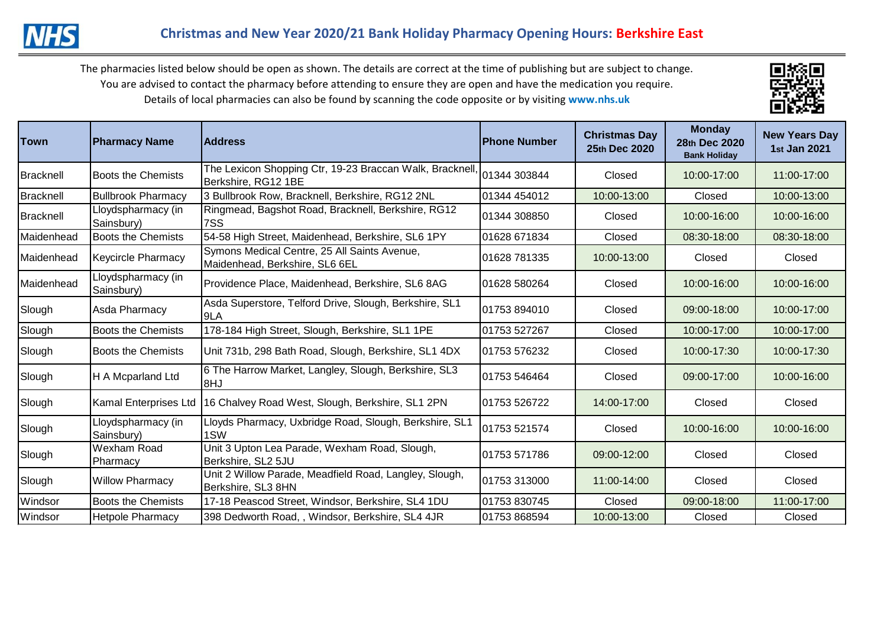## Christmas and New Year 2020/21 Bank Holiday Pharmacy Opening Hours: Berkshire East

The pharmacies listed below should be open as shown. The details are correct at the time of publishing but are subject to change.
You are advised to contact the pharmacy before attending to ensure they are open and have the medication you require.
Details of local pharmacies can also be found by scanning the code opposite or by visiting **www.nhs.uk**

| Town | Pharmacy Name | Address | Phone Number | Christmas Day 25th Dec 2020 | Monday 28th Dec 2020 Bank Holiday | New Years Day 1st Jan 2021 |
|---|---|---|---|---|---|---|
| Bracknell | Boots the Chemists | The Lexicon Shopping Ctr, 19-23 Braccan Walk, Bracknell, Berkshire, RG12 1BE | 01344 303844 | Closed | 10:00-17:00 | 11:00-17:00 |
| Bracknell | Bullbrook Pharmacy | 3 Bullbrook Row, Bracknell, Berkshire, RG12 2NL | 01344 454012 | 10:00-13:00 | Closed | 10:00-13:00 |
| Bracknell | Lloydspharmacy (in Sainsbury) | Ringmead, Bagshot Road, Bracknell, Berkshire, RG12 7SS | 01344 308850 | Closed | 10:00-16:00 | 10:00-16:00 |
| Maidenhead | Boots the Chemists | 54-58 High Street, Maidenhead, Berkshire, SL6 1PY | 01628 671834 | Closed | 08:30-18:00 | 08:30-18:00 |
| Maidenhead | Keycircle Pharmacy | Symons Medical Centre, 25 All Saints Avenue, Maidenhead, Berkshire, SL6 6EL | 01628 781335 | 10:00-13:00 | Closed | Closed |
| Maidenhead | Lloydspharmacy (in Sainsbury) | Providence Place, Maidenhead, Berkshire, SL6 8AG | 01628 580264 | Closed | 10:00-16:00 | 10:00-16:00 |
| Slough | Asda Pharmacy | Asda Superstore, Telford Drive, Slough, Berkshire, SL1 9LA | 01753 894010 | Closed | 09:00-18:00 | 10:00-17:00 |
| Slough | Boots the Chemists | 178-184 High Street, Slough, Berkshire, SL1 1PE | 01753 527267 | Closed | 10:00-17:00 | 10:00-17:00 |
| Slough | Boots the Chemists | Unit 731b, 298 Bath Road, Slough, Berkshire, SL1 4DX | 01753 576232 | Closed | 10:00-17:30 | 10:00-17:30 |
| Slough | H A Mcparland Ltd | 6 The Harrow Market, Langley, Slough, Berkshire, SL3 8HJ | 01753 546464 | Closed | 09:00-17:00 | 10:00-16:00 |
| Slough | Kamal Enterprises Ltd | 16 Chalvey Road West, Slough, Berkshire, SL1 2PN | 01753 526722 | 14:00-17:00 | Closed | Closed |
| Slough | Lloydspharmacy (in Sainsbury) | Lloyds Pharmacy, Uxbridge Road, Slough, Berkshire, SL1 1SW | 01753 521574 | Closed | 10:00-16:00 | 10:00-16:00 |
| Slough | Wexham Road Pharmacy | Unit 3 Upton Lea Parade, Wexham Road, Slough, Berkshire, SL2 5JU | 01753 571786 | 09:00-12:00 | Closed | Closed |
| Slough | Willow Pharmacy | Unit 2 Willow Parade, Meadfield Road, Langley, Slough, Berkshire, SL3 8HN | 01753 313000 | 11:00-14:00 | Closed | Closed |
| Windsor | Boots the Chemists | 17-18 Peascod Street, Windsor, Berkshire, SL4 1DU | 01753 830745 | Closed | 09:00-18:00 | 11:00-17:00 |
| Windsor | Hetpole Pharmacy | 398 Dedworth Road, , Windsor, Berkshire, SL4 4JR | 01753 868594 | 10:00-13:00 | Closed | Closed |